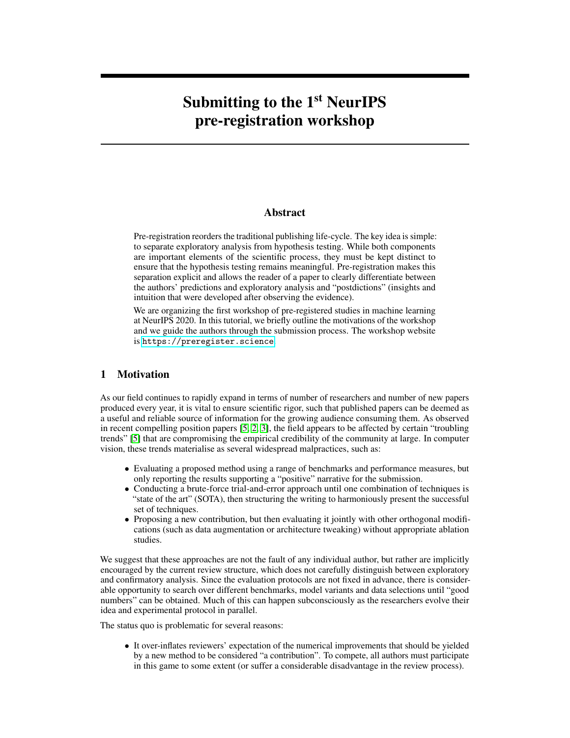# Submitting to the 1st NeurIPS pre-registration workshop

## Abstract

Pre-registration reorders the traditional publishing life-cycle. The key idea is simple: to separate exploratory analysis from hypothesis testing. While both components are important elements of the scientific process, they must be kept distinct to ensure that the hypothesis testing remains meaningful. Pre-registration makes this separation explicit and allows the reader of a paper to clearly differentiate between the authors' predictions and exploratory analysis and "postdictions" (insights and intuition that were developed after observing the evidence).

We are organizing the first workshop of pre-registered studies in machine learning at NeurIPS 2020. In this tutorial, we briefly outline the motivations of the workshop and we guide the authors through the submission process. The workshop website is https://preregister.science.

## 1 Motivation

As our field continues to rapidly expand in terms of number of researchers and number of new papers produced every year, it is vital to ensure scientific rigor, such that published papers can be deemed as a useful and reliable source of information for the growing audience consuming them. As observed in recent compelling position papers [5, 2, 3], the field appears to be affected by certain "troubling trends" [5] that are compromising the empirical credibility of the community at large. In computer vision, these trends materialise as several widespread malpractices, such as:

- Evaluating a proposed method using a range of benchmarks and performance measures, but only reporting the results supporting a "positive" narrative for the submission.
- Conducting a brute-force trial-and-error approach until one combination of techniques is "state of the art" (SOTA), then structuring the writing to harmoniously present the successful set of techniques.
- Proposing a new contribution, but then evaluating it jointly with other orthogonal modifications (such as data augmentation or architecture tweaking) without appropriate ablation studies.

We suggest that these approaches are not the fault of any individual author, but rather are implicitly encouraged by the current review structure, which does not carefully distinguish between exploratory and confirmatory analysis. Since the evaluation protocols are not fixed in advance, there is considerable opportunity to search over different benchmarks, model variants and data selections until "good numbers" can be obtained. Much of this can happen subconsciously as the researchers evolve their idea and experimental protocol in parallel.

The status quo is problematic for several reasons:

- It over-inflates reviewers' expectation of the numerical improvements that should be yielded by a new method to be considered "a contribution". To compete, all authors must participate in this game to some extent (or suffer a considerable disadvantage in the review process).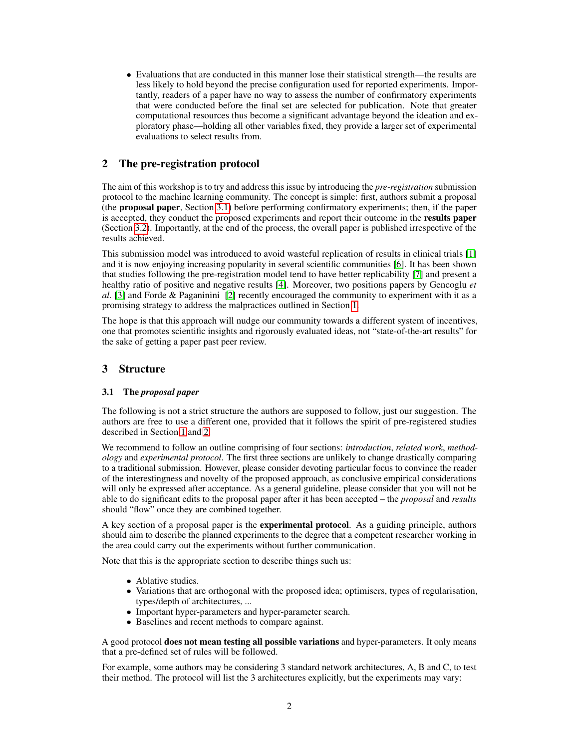- Evaluations that are conducted in this manner lose their statistical strength—the results are less likely to hold beyond the precise configuration used for reported experiments. Importantly, readers of a paper have no way to assess the number of confirmatory experiments that were conducted before the final set are selected for publication. Note that greater computational resources thus become a significant advantage beyond the ideation and exploratory phase—holding all other variables fixed, they provide a larger set of experimental evaluations to select results from.

## 2 The pre-registration protocol

The aim of this workshop is to try and address this issue by introducing the *pre-registration* submission protocol to the machine learning community. The concept is simple: first, authors submit a proposal (the **proposal paper**, Section 3.1) before performing confirmatory experiments; then, if the paper is accepted, they conduct the proposed experiments and report their outcome in the **results paper** (Section 3.2). Importantly, at the end of the process, the overall paper is published irrespective of the results achieved.

This submission model was introduced to avoid wasteful replication of results in clinical trials [1] and it is now enjoying increasing popularity in several scientific communities [6]. It has been shown that studies following the pre-registration model tend to have better replicability [7] and present a healthy ratio of positive and negative results [4]. Moreover, two positions papers by Gencoglu *et al.* [3] and Forde & Paganinini [2] recently encouraged the community to experiment with it as a promising strategy to address the malpractices outlined in Section 1.

The hope is that this approach will nudge our community towards a different system of incentives, one that promotes scientific insights and rigorously evaluated ideas, not "state-of-the-art results" for the sake of getting a paper past peer review.

## 3 Structure

### 3.1 The *proposal paper*

The following is not a strict structure the authors are supposed to follow, just our suggestion. The authors are free to use a different one, provided that it follows the spirit of pre-registered studies described in Section 1 and 2.

We recommend to follow an outline comprising of four sections: *introduction*, *related work*, *methodology* and *experimental protocol*. The first three sections are unlikely to change drastically comparing to a traditional submission. However, please consider devoting particular focus to convince the reader of the interestingness and novelty of the proposed approach, as conclusive empirical considerations will only be expressed after acceptance. As a general guideline, please consider that you will not be able to do significant edits to the proposal paper after it has been accepted – the *proposal* and *results* should "flow" once they are combined together.

A key section of a proposal paper is the **experimental protocol**. As a guiding principle, authors should aim to describe the planned experiments to the degree that a competent researcher working in the area could carry out the experiments without further communication.

Note that this is the appropriate section to describe things such us:

- Ablative studies.
- Variations that are orthogonal with the proposed idea; optimisers, types of regularisation, types/depth of architectures, ...
- Important hyper-parameters and hyper-parameter search.
- Baselines and recent methods to compare against.

A good protocol **does not mean testing all possible variations** and hyper-parameters. It only means that a pre-defined set of rules will be followed.

For example, some authors may be considering 3 standard network architectures, A, B and C, to test their method. The protocol will list the 3 architectures explicitly, but the experiments may vary: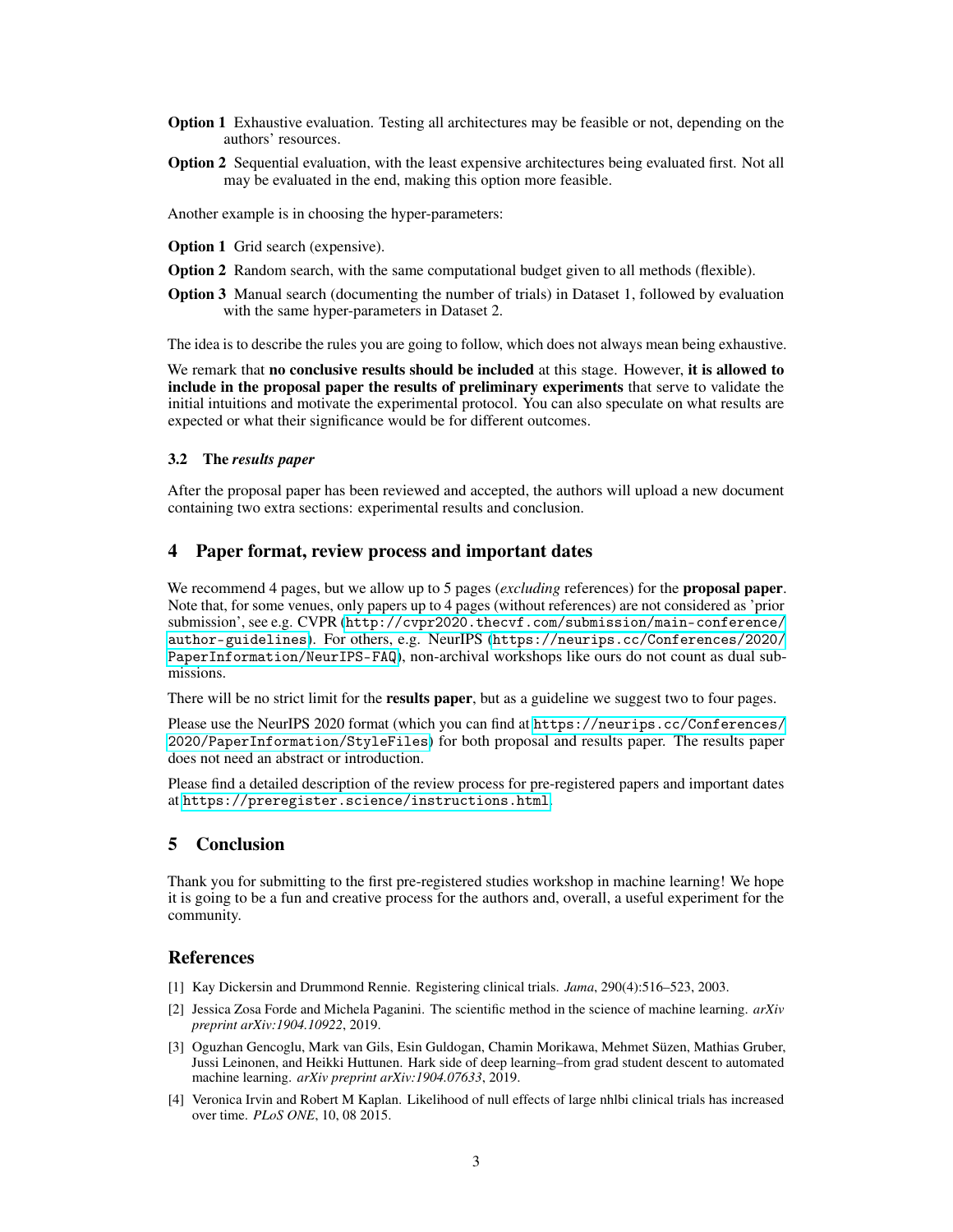**Option 1** Exhaustive evaluation. Testing all architectures may be feasible or not, depending on the authors' resources.

**Option 2** Sequential evaluation, with the least expensive architectures being evaluated first. Not all may be evaluated in the end, making this option more feasible.

Another example is in choosing the hyper-parameters:

**Option 1** Grid search (expensive).

**Option 2** Random search, with the same computational budget given to all methods (flexible).

**Option 3** Manual search (documenting the number of trials) in Dataset 1, followed by evaluation with the same hyper-parameters in Dataset 2.

The idea is to describe the rules you are going to follow, which does not always mean being exhaustive.

We remark that **no conclusive results should be included** at this stage. However, **it is allowed to include in the proposal paper the results of preliminary experiments** that serve to validate the initial intuitions and motivate the experimental protocol. You can also speculate on what results are expected or what their significance would be for different outcomes.

### 3.2 The *results paper*

After the proposal paper has been reviewed and accepted, the authors will upload a new document containing two extra sections: experimental results and conclusion.

## 4 Paper format, review process and important dates

We recommend 4 pages, but we allow up to 5 pages (*excluding* references) for the **proposal paper**. Note that, for some venues, only papers up to 4 pages (without references) are not considered as 'prior submission', see e.g. CVPR (`http://cvpr2020.thecvf.com/submission/main-conference/author-guidelines`). For others, e.g. NeurIPS (`https://neurips.cc/Conferences/2020/PaperInformation/NeurIPS-FAQ`), non-archival workshops like ours do not count as dual submissions.

There will be no strict limit for the **results paper**, but as a guideline we suggest two to four pages.

Please use the NeurIPS 2020 format (which you can find at `https://neurips.cc/Conferences/2020/PaperInformation/StyleFiles`) for both proposal and results paper. The results paper does not need an abstract or introduction.

Please find a detailed description of the review process for pre-registered papers and important dates at `https://preregister.science/instructions.html`.

## 5 Conclusion

Thank you for submitting to the first pre-registered studies workshop in machine learning! We hope it is going to be a fun and creative process for the authors and, overall, a useful experiment for the community.

## References

[1] Kay Dickersin and Drummond Rennie. Registering clinical trials. *Jama*, 290(4):516–523, 2003.

[2] Jessica Zosa Forde and Michela Paganini. The scientific method in the science of machine learning. *arXiv preprint arXiv:1904.10922*, 2019.

[3] Oguzhan Gencoglu, Mark van Gils, Esin Guldogan, Chamin Morikawa, Mehmet Süzen, Mathias Gruber, Jussi Leinonen, and Heikki Huttunen. Hark side of deep learning–from grad student descent to automated machine learning. *arXiv preprint arXiv:1904.07633*, 2019.

[4] Veronica Irvin and Robert M Kaplan. Likelihood of null effects of large nhlbi clinical trials has increased over time. *PLoS ONE*, 10, 08 2015.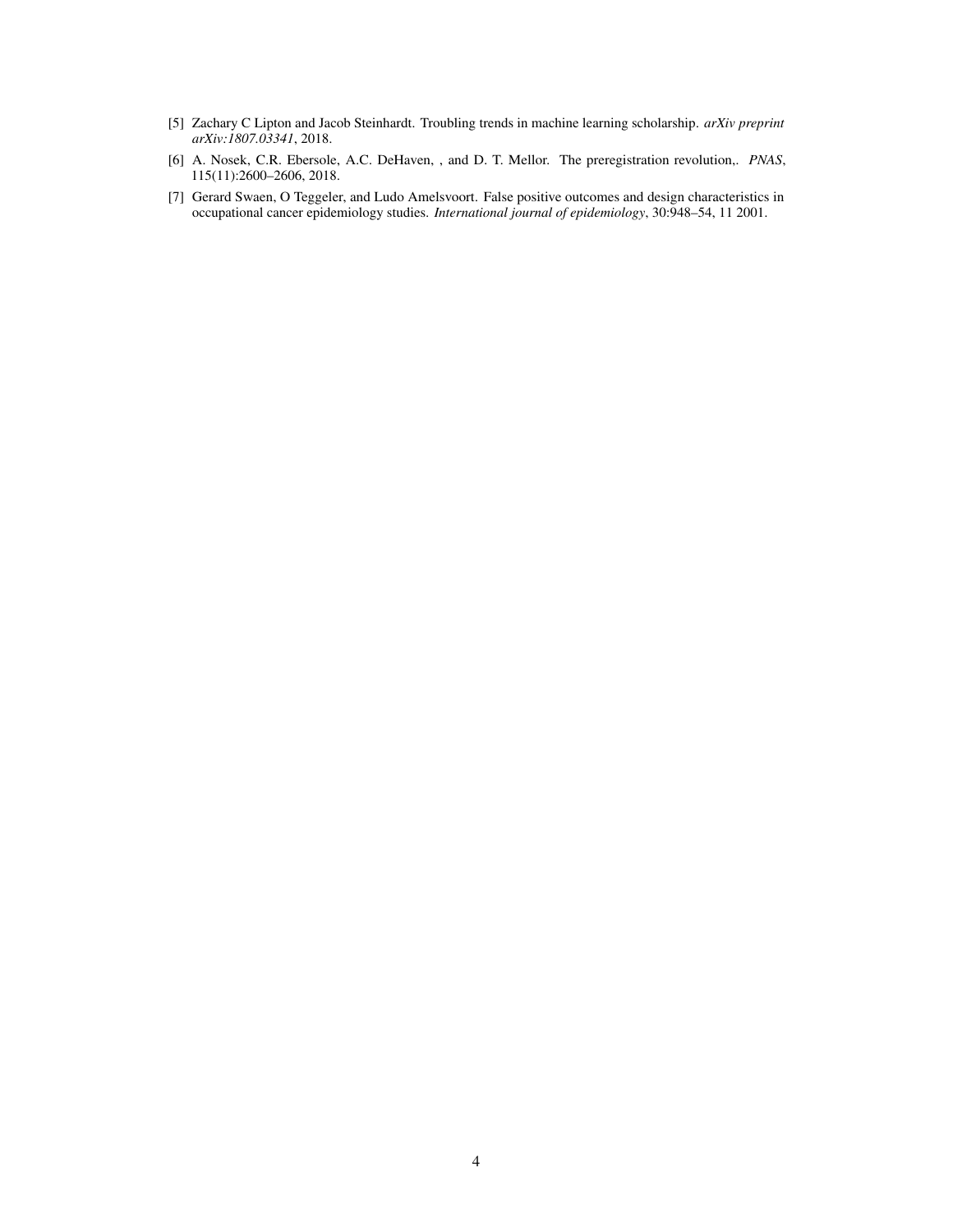[5] Zachary C Lipton and Jacob Steinhardt. Troubling trends in machine learning scholarship. *arXiv preprint arXiv:1807.03341*, 2018.

[6] A. Nosek, C.R. Ebersole, A.C. DeHaven, , and D. T. Mellor. The preregistration revolution,. *PNAS*, 115(11):2600–2606, 2018.

[7] Gerard Swaen, O Teggeler, and Ludo Amelsvoort. False positive outcomes and design characteristics in occupational cancer epidemiology studies. *International journal of epidemiology*, 30:948–54, 11 2001.